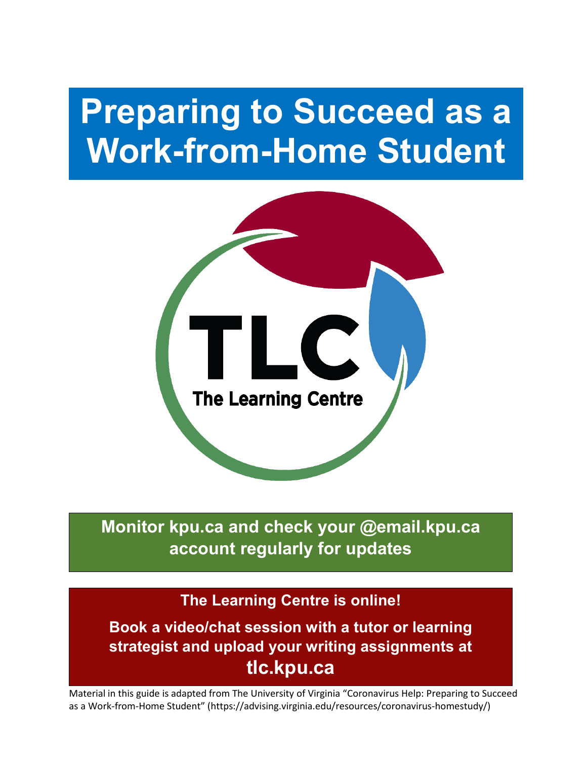# Preparing to Succeed as a Work-from-Home Student

TLC

The Learning Centre

**Monitor kpu.ca and check your @email.kpu.ca account regularly for updates**

**The Learning Centre is online!**

**Book a video/chat session with a tutor or learning strategist and upload your writing assignments at**

**tlc.kpu.ca**

Material in this guide is adapted from The University of Virginia "Coronavirus Help: Preparing to Succeed as a Work-from-Home Student" (https://advising.virginia.edu/resources/coronavirus-homestudy/)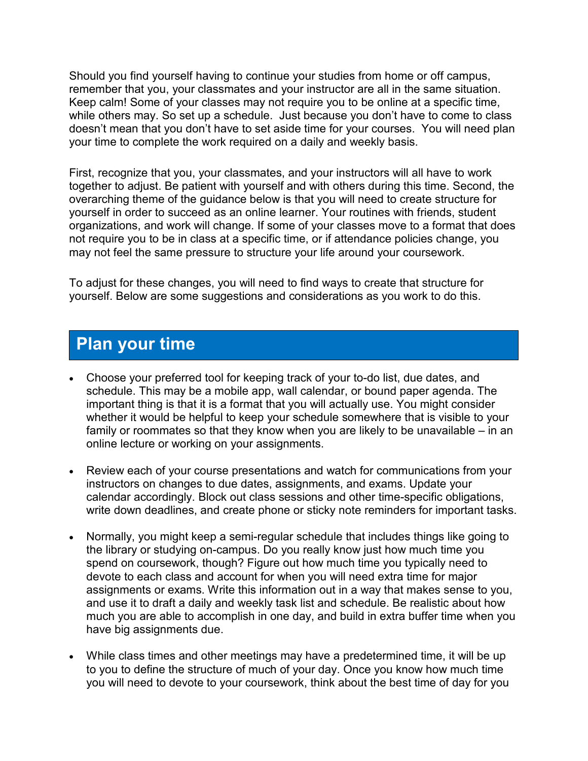Should you find yourself having to continue your studies from home or off campus, remember that you, your classmates and your instructor are all in the same situation. Keep calm! Some of your classes may not require you to be online at a specific time, while others may. So set up a schedule. Just because you don't have to come to class doesn't mean that you don't have to set aside time for your courses. You will need plan your time to complete the work required on a daily and weekly basis.

First, recognize that you, your classmates, and your instructors will all have to work together to adjust. Be patient with yourself and with others during this time. Second, the overarching theme of the guidance below is that you will need to create structure for yourself in order to succeed as an online learner. Your routines with friends, student organizations, and work will change. If some of your classes move to a format that does not require you to be in class at a specific time, or if attendance policies change, you may not feel the same pressure to structure your life around your coursework.

To adjust for these changes, you will need to find ways to create that structure for yourself. Below are some suggestions and considerations as you work to do this.

## Plan your time

- Choose your preferred tool for keeping track of your to-do list, due dates, and schedule. This may be a mobile app, wall calendar, or bound paper agenda. The important thing is that it is a format that you will actually use. You might consider whether it would be helpful to keep your schedule somewhere that is visible to your family or roommates so that they know when you are likely to be unavailable – in an online lecture or working on your assignments.

- Review each of your course presentations and watch for communications from your instructors on changes to due dates, assignments, and exams. Update your calendar accordingly. Block out class sessions and other time-specific obligations, write down deadlines, and create phone or sticky note reminders for important tasks.

- Normally, you might keep a semi-regular schedule that includes things like going to the library or studying on-campus. Do you really know just how much time you spend on coursework, though? Figure out how much time you typically need to devote to each class and account for when you will need extra time for major assignments or exams. Write this information out in a way that makes sense to you, and use it to draft a daily and weekly task list and schedule. Be realistic about how much you are able to accomplish in one day, and build in extra buffer time when you have big assignments due.

- While class times and other meetings may have a predetermined time, it will be up to you to define the structure of much of your day. Once you know how much time you will need to devote to your coursework, think about the best time of day for you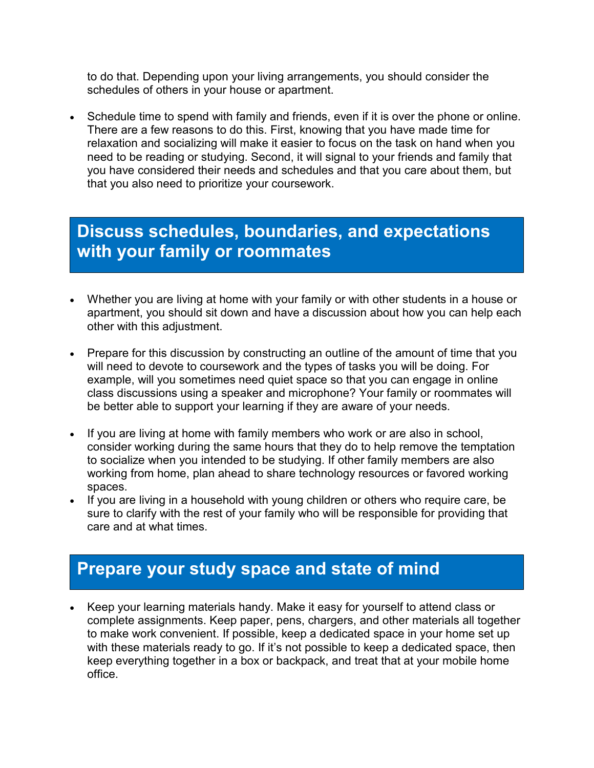to do that. Depending upon your living arrangements, you should consider the schedules of others in your house or apartment.

- Schedule time to spend with family and friends, even if it is over the phone or online. There are a few reasons to do this. First, knowing that you have made time for relaxation and socializing will make it easier to focus on the task on hand when you need to be reading or studying. Second, it will signal to your friends and family that you have considered their needs and schedules and that you care about them, but that you also need to prioritize your coursework.

## Discuss schedules, boundaries, and expectations with your family or roommates

- Whether you are living at home with your family or with other students in a house or apartment, you should sit down and have a discussion about how you can help each other with this adjustment.

- Prepare for this discussion by constructing an outline of the amount of time that you will need to devote to coursework and the types of tasks you will be doing. For example, will you sometimes need quiet space so that you can engage in online class discussions using a speaker and microphone? Your family or roommates will be better able to support your learning if they are aware of your needs.

- If you are living at home with family members who work or are also in school, consider working during the same hours that they do to help remove the temptation to socialize when you intended to be studying. If other family members are also working from home, plan ahead to share technology resources or favored working spaces.
- If you are living in a household with young children or others who require care, be sure to clarify with the rest of your family who will be responsible for providing that care and at what times.

## Prepare your study space and state of mind

- Keep your learning materials handy. Make it easy for yourself to attend class or complete assignments. Keep paper, pens, chargers, and other materials all together to make work convenient. If possible, keep a dedicated space in your home set up with these materials ready to go. If it's not possible to keep a dedicated space, then keep everything together in a box or backpack, and treat that at your mobile home office.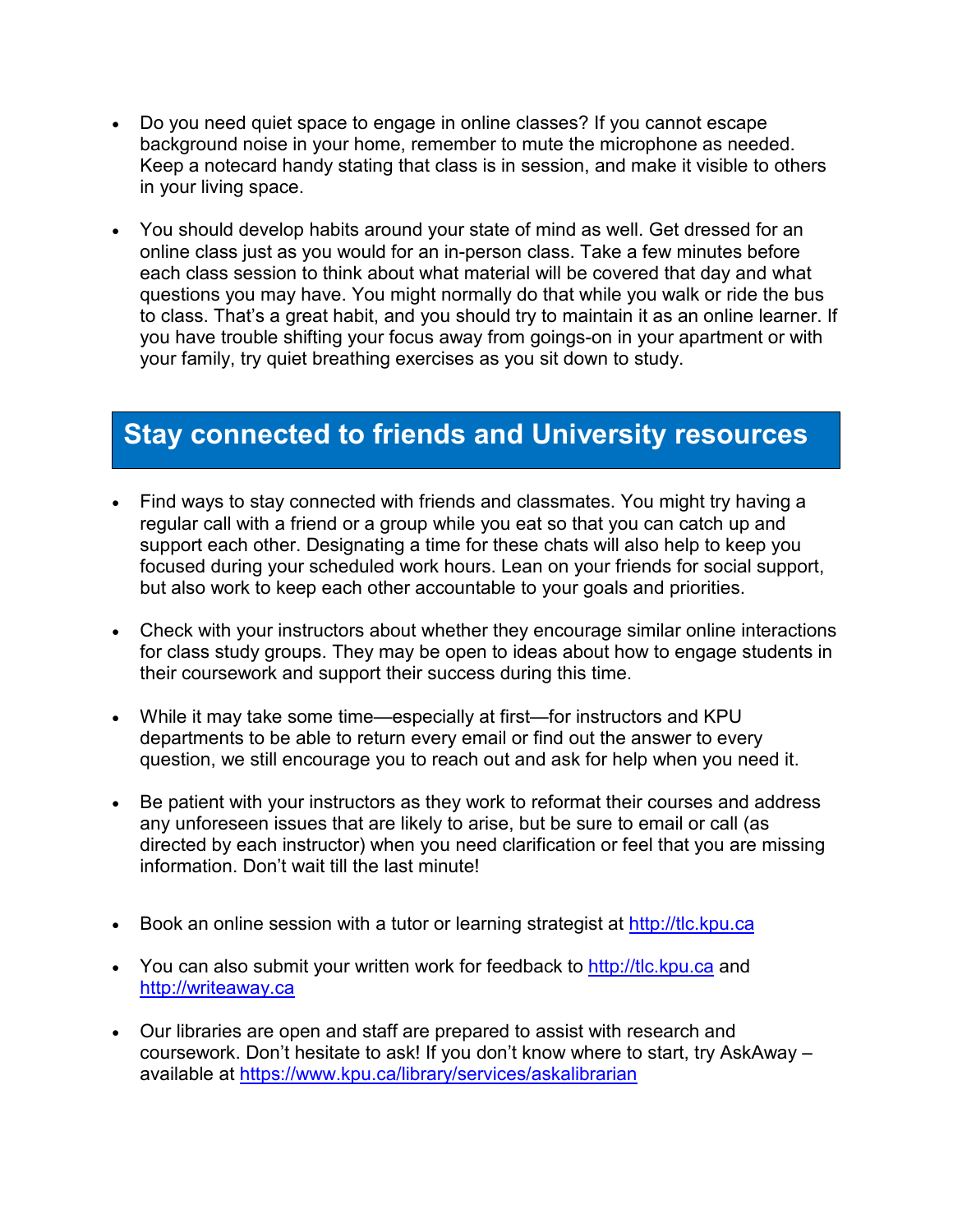- Do you need quiet space to engage in online classes? If you cannot escape background noise in your home, remember to mute the microphone as needed. Keep a notecard handy stating that class is in session, and make it visible to others in your living space.

- You should develop habits around your state of mind as well. Get dressed for an online class just as you would for an in-person class. Take a few minutes before each class session to think about what material will be covered that day and what questions you may have. You might normally do that while you walk or ride the bus to class. That's a great habit, and you should try to maintain it as an online learner. If you have trouble shifting your focus away from goings-on in your apartment or with your family, try quiet breathing exercises as you sit down to study.

## Stay connected to friends and University resources

- Find ways to stay connected with friends and classmates. You might try having a regular call with a friend or a group while you eat so that you can catch up and support each other. Designating a time for these chats will also help to keep you focused during your scheduled work hours. Lean on your friends for social support, but also work to keep each other accountable to your goals and priorities.

- Check with your instructors about whether they encourage similar online interactions for class study groups. They may be open to ideas about how to engage students in their coursework and support their success during this time.

- While it may take some time—especially at first—for instructors and KPU departments to be able to return every email or find out the answer to every question, we still encourage you to reach out and ask for help when you need it.

- Be patient with your instructors as they work to reformat their courses and address any unforeseen issues that are likely to arise, but be sure to email or call (as directed by each instructor) when you need clarification or feel that you are missing information. Don't wait till the last minute!

- Book an online session with a tutor or learning strategist at [http://tlc.kpu.ca](http://tlc.kpu.ca)

- You can also submit your written work for feedback to [http://tlc.kpu.ca](http://tlc.kpu.ca) and [http://writeaway.ca](http://writeaway.ca)

- Our libraries are open and staff are prepared to assist with research and coursework. Don't hesitate to ask! If you don't know where to start, try AskAway – available at [https://www.kpu.ca/library/services/askalibrarian](https://www.kpu.ca/library/services/askalibrarian)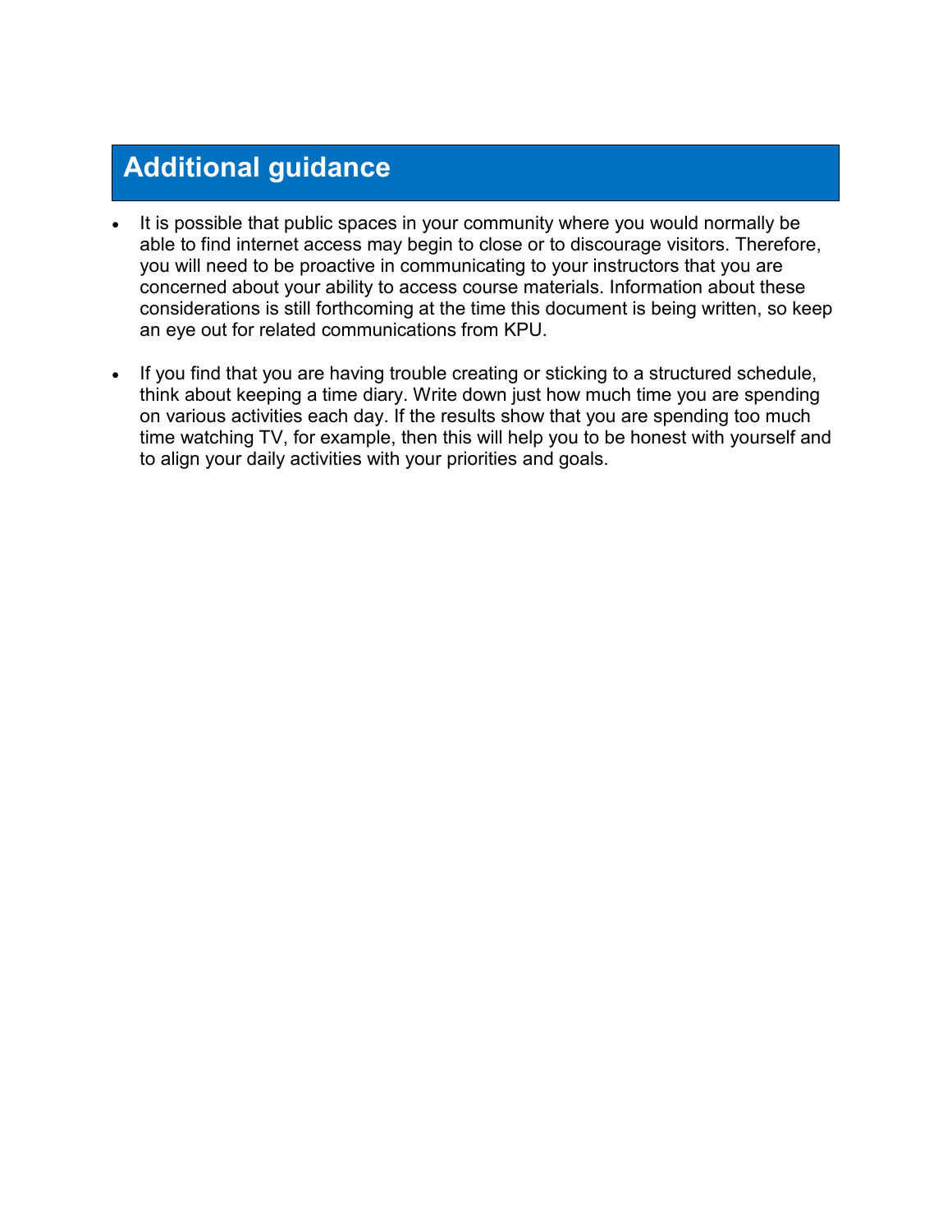## Additional guidance

- It is possible that public spaces in your community where you would normally be able to find internet access may begin to close or to discourage visitors. Therefore, you will need to be proactive in communicating to your instructors that you are concerned about your ability to access course materials. Information about these considerations is still forthcoming at the time this document is being written, so keep an eye out for related communications from KPU.

- If you find that you are having trouble creating or sticking to a structured schedule, think about keeping a time diary. Write down just how much time you are spending on various activities each day. If the results show that you are spending too much time watching TV, for example, then this will help you to be honest with yourself and to align your daily activities with your priorities and goals.